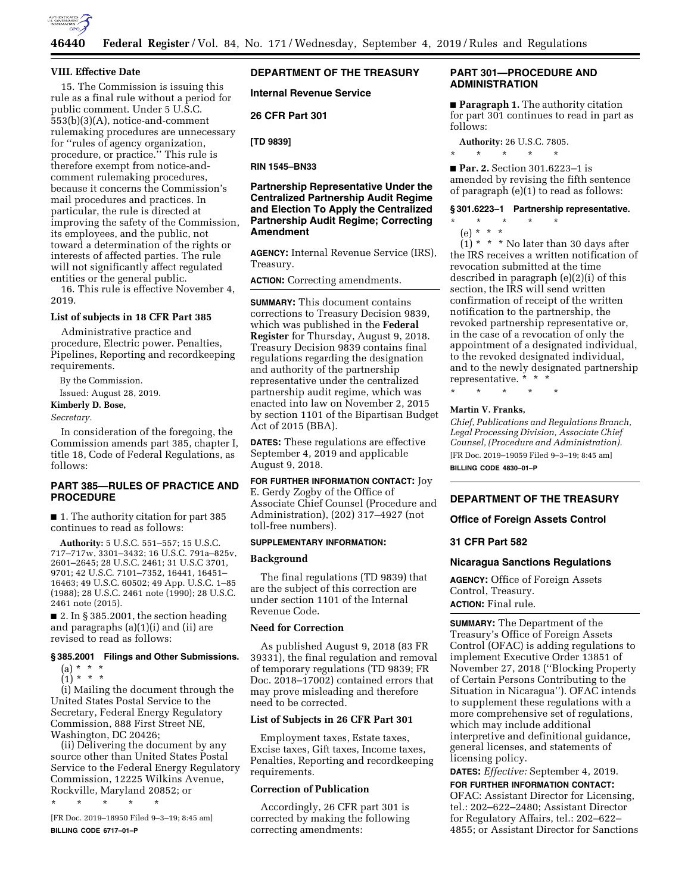## VIII. Effective Date

15. The Commission is issuing this rule as a final rule without a period for public comment. Under 5 U.S.C. 553(b)(3)(A), notice-and-comment rulemaking procedures are unnecessary for ''rules of agency organization, procedure, or practice.'' This rule is therefore exempt from notice-and-comment rulemaking procedures, because it concerns the Commission's mail procedures and practices. In particular, the rule is directed at improving the safety of the Commission, its employees, and the public, not toward a determination of the rights or interests of affected parties. The rule will not significantly affect regulated entities or the general public.

16. This rule is effective November 4, 2019.

### List of subjects in 18 CFR Part 385

Administrative practice and procedure, Electric power. Penalties, Pipelines, Reporting and recordkeeping requirements.

By the Commission.

Issued: August 28, 2019.

**Kimberly D. Bose,**

*Secretary.*

In consideration of the foregoing, the Commission amends part 385, chapter I, title 18, Code of Federal Regulations, as follows:

## PART 385—RULES OF PRACTICE AND PROCEDURE

■ 1. The authority citation for part 385 continues to read as follows:

**Authority:** 5 U.S.C. 551–557; 15 U.S.C. 717–717w, 3301–3432; 16 U.S.C. 791a–825v, 2601–2645; 28 U.S.C. 2461; 31 U.S.C 3701, 9701; 42 U.S.C. 7101–7352, 16441, 16451–16463; 49 U.S.C. 60502; 49 App. U.S.C. 1–85 (1988); 28 U.S.C. 2461 note (1990); 28 U.S.C. 2461 note (2015).

■ 2. In § 385.2001, the section heading and paragraphs (a)(1)(i) and (ii) are revised to read as follows:

### § 385.2001 Filings and Other Submissions.

(a) * * *

(1) * * *

(i) Mailing the document through the United States Postal Service to the Secretary, Federal Energy Regulatory Commission, 888 First Street NE, Washington, DC 20426;

(ii) Delivering the document by any source other than United States Postal Service to the Federal Energy Regulatory Commission, 12225 Wilkins Avenue, Rockville, Maryland 20852; or

\* \* \* \* \*

[FR Doc. 2019–18950 Filed 9–3–19; 8:45 am]

**BILLING CODE 6717–01–P**

---

## DEPARTMENT OF THE TREASURY

### Internal Revenue Service

### 26 CFR Part 301

**[TD 9839]**

**RIN 1545–BN33**

### Partnership Representative Under the Centralized Partnership Audit Regime and Election To Apply the Centralized Partnership Audit Regime; Correcting Amendment

**AGENCY:** Internal Revenue Service (IRS), Treasury.

**ACTION:** Correcting amendments.

**SUMMARY:** This document contains corrections to Treasury Decision 9839, which was published in the **Federal Register** for Thursday, August 9, 2018. Treasury Decision 9839 contains final regulations regarding the designation and authority of the partnership representative under the centralized partnership audit regime, which was enacted into law on November 2, 2015 by section 1101 of the Bipartisan Budget Act of 2015 (BBA).

**DATES:** These regulations are effective September 4, 2019 and applicable August 9, 2018.

**FOR FURTHER INFORMATION CONTACT:** Joy E. Gerdy Zogby of the Office of Associate Chief Counsel (Procedure and Administration), (202) 317–4927 (not toll-free numbers).

**SUPPLEMENTARY INFORMATION:**

### Background

The final regulations (TD 9839) that are the subject of this correction are under section 1101 of the Internal Revenue Code.

### Need for Correction

As published August 9, 2018 (83 FR 39331), the final regulation and removal of temporary regulations (TD 9839; FR Doc. 2018–17002) contained errors that may prove misleading and therefore need to be corrected.

### List of Subjects in 26 CFR Part 301

Employment taxes, Estate taxes, Excise taxes, Gift taxes, Income taxes, Penalties, Reporting and recordkeeping requirements.

### Correction of Publication

Accordingly, 26 CFR part 301 is corrected by making the following correcting amendments:

## PART 301—PROCEDURE AND ADMINISTRATION

■ **Paragraph 1.** The authority citation for part 301 continues to read in part as follows:

**Authority:** 26 U.S.C. 7805.

\* \* \* \* \*

■ **Par. 2.** Section 301.6223–1 is amended by revising the fifth sentence of paragraph (e)(1) to read as follows:

### § 301.6223–1 Partnership representative.

\* \* \* \* \*

(e) * * *

(1) * * * No later than 30 days after the IRS receives a written notification of revocation submitted at the time described in paragraph (e)(2)(i) of this section, the IRS will send written confirmation of receipt of the written notification to the partnership, the revoked partnership representative or, in the case of a revocation of only the appointment of a designated individual, to the revoked designated individual, and to the newly designated partnership representative. * * *

\* \* \* \* \*

**Martin V. Franks,**

*Chief, Publications and Regulations Branch, Legal Processing Division, Associate Chief Counsel, (Procedure and Administration).*

[FR Doc. 2019–19059 Filed 9–3–19; 8:45 am]

**BILLING CODE 4830–01–P**

---

## DEPARTMENT OF THE TREASURY

### Office of Foreign Assets Control

### 31 CFR Part 582

### Nicaragua Sanctions Regulations

**AGENCY:** Office of Foreign Assets Control, Treasury.

**ACTION:** Final rule.

**SUMMARY:** The Department of the Treasury's Office of Foreign Assets Control (OFAC) is adding regulations to implement Executive Order 13851 of November 27, 2018 (''Blocking Property of Certain Persons Contributing to the Situation in Nicaragua''). OFAC intends to supplement these regulations with a more comprehensive set of regulations, which may include additional interpretive and definitional guidance, general licenses, and statements of licensing policy.

**DATES:** *Effective:* September 4, 2019.

**FOR FURTHER INFORMATION CONTACT:** OFAC: Assistant Director for Licensing, tel.: 202–622–2480; Assistant Director for Regulatory Affairs, tel.: 202–622–4855; or Assistant Director for Sanctions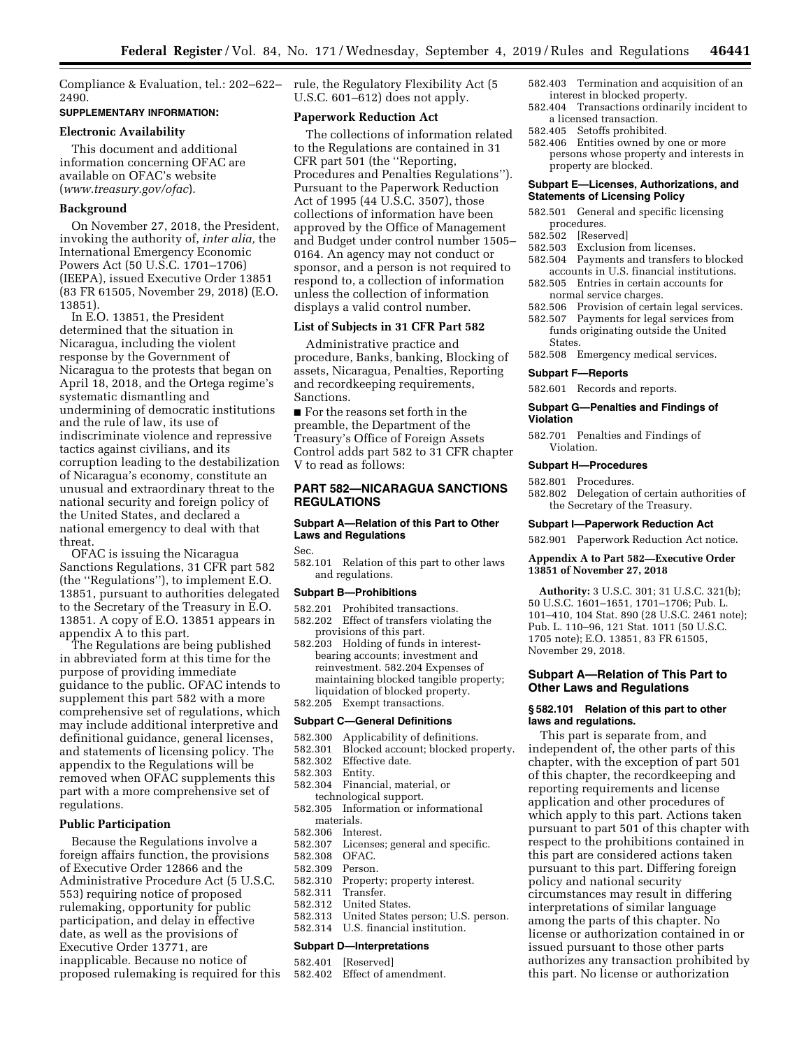Compliance & Evaluation, tel.: 202–622–2490.

**SUPPLEMENTARY INFORMATION:**

### Electronic Availability

This document and additional information concerning OFAC are available on OFAC's website (*www.treasury.gov/ofac*).

### Background

On November 27, 2018, the President, invoking the authority of, *inter alia,* the International Emergency Economic Powers Act (50 U.S.C. 1701–1706) (IEEPA), issued Executive Order 13851 (83 FR 61505, November 29, 2018) (E.O. 13851).

In E.O. 13851, the President determined that the situation in Nicaragua, including the violent response by the Government of Nicaragua to the protests that began on April 18, 2018, and the Ortega regime's systematic dismantling and undermining of democratic institutions and the rule of law, its use of indiscriminate violence and repressive tactics against civilians, and its corruption leading to the destabilization of Nicaragua's economy, constitute an unusual and extraordinary threat to the national security and foreign policy of the United States, and declared a national emergency to deal with that threat.

OFAC is issuing the Nicaragua Sanctions Regulations, 31 CFR part 582 (the ''Regulations''), to implement E.O. 13851, pursuant to authorities delegated to the Secretary of the Treasury in E.O. 13851. A copy of E.O. 13851 appears in appendix A to this part.

The Regulations are being published in abbreviated form at this time for the purpose of providing immediate guidance to the public. OFAC intends to supplement this part 582 with a more comprehensive set of regulations, which may include additional interpretive and definitional guidance, general licenses, and statements of licensing policy. The appendix to the Regulations will be removed when OFAC supplements this part with a more comprehensive set of regulations.

### Public Participation

Because the Regulations involve a foreign affairs function, the provisions of Executive Order 12866 and the Administrative Procedure Act (5 U.S.C. 553) requiring notice of proposed rulemaking, opportunity for public participation, and delay in effective date, as well as the provisions of Executive Order 13771, are inapplicable. Because no notice of proposed rulemaking is required for this rule, the Regulatory Flexibility Act (5 U.S.C. 601–612) does not apply.

### Paperwork Reduction Act

The collections of information related to the Regulations are contained in 31 CFR part 501 (the ''Reporting, Procedures and Penalties Regulations''). Pursuant to the Paperwork Reduction Act of 1995 (44 U.S.C. 3507), those collections of information have been approved by the Office of Management and Budget under control number 1505–0164. An agency may not conduct or sponsor, and a person is not required to respond to, a collection of information unless the collection of information displays a valid control number.

### List of Subjects in 31 CFR Part 582

Administrative practice and procedure, Banks, banking, Blocking of assets, Nicaragua, Penalties, Reporting and recordkeeping requirements, Sanctions.

■ For the reasons set forth in the preamble, the Department of the Treasury's Office of Foreign Assets Control adds part 582 to 31 CFR chapter V to read as follows:

## PART 582—NICARAGUA SANCTIONS REGULATIONS

**Subpart A—Relation of this Part to Other Laws and Regulations**

Sec.
582.101 Relation of this part to other laws and regulations.

**Subpart B—Prohibitions**

582.201 Prohibited transactions.
582.202 Effect of transfers violating the provisions of this part.
582.203 Holding of funds in interest-bearing accounts; investment and reinvestment. 582.204 Expenses of maintaining blocked tangible property; liquidation of blocked property.
582.205 Exempt transactions.

**Subpart C—General Definitions**

582.300 Applicability of definitions.
582.301 Blocked account; blocked property.
582.302 Effective date.
582.303 Entity.
582.304 Financial, material, or technological support.
582.305 Information or informational materials.
582.306 Interest.
582.307 Licenses; general and specific.
582.308 OFAC.
582.309 Person.
582.310 Property; property interest.
582.311 Transfer.
582.312 United States.
582.313 United States person; U.S. person.
582.314 U.S. financial institution.

**Subpart D—Interpretations**

582.401 [Reserved]
582.402 Effect of amendment.
582.403 Termination and acquisition of an interest in blocked property.
582.404 Transactions ordinarily incident to a licensed transaction.
582.405 Setoffs prohibited.
582.406 Entities owned by one or more persons whose property and interests in property are blocked.

**Subpart E—Licenses, Authorizations, and Statements of Licensing Policy**

582.501 General and specific licensing procedures.
582.502 [Reserved]
582.503 Exclusion from licenses.
582.504 Payments and transfers to blocked accounts in U.S. financial institutions.
582.505 Entries in certain accounts for normal service charges.
582.506 Provision of certain legal services.
582.507 Payments for legal services from funds originating outside the United States.
582.508 Emergency medical services.

**Subpart F—Reports**

582.601 Records and reports.

**Subpart G—Penalties and Findings of Violation**

582.701 Penalties and Findings of Violation.

**Subpart H—Procedures**

582.801 Procedures.
582.802 Delegation of certain authorities of the Secretary of the Treasury.

**Subpart I—Paperwork Reduction Act**

582.901 Paperwork Reduction Act notice.

**Appendix A to Part 582—Executive Order 13851 of November 27, 2018**

**Authority:** 3 U.S.C. 301; 31 U.S.C. 321(b); 50 U.S.C. 1601–1651, 1701–1706; Pub. L. 101–410, 104 Stat. 890 (28 U.S.C. 2461 note); Pub. L. 110–96, 121 Stat. 1011 (50 U.S.C. 1705 note); E.O. 13851, 83 FR 61505, November 29, 2018.

### Subpart A—Relation of This Part to Other Laws and Regulations

#### § 582.101 Relation of this part to other laws and regulations.

This part is separate from, and independent of, the other parts of this chapter, with the exception of part 501 of this chapter, the recordkeeping and reporting requirements and license application and other procedures of which apply to this part. Actions taken pursuant to part 501 of this chapter with respect to the prohibitions contained in this part are considered actions taken pursuant to this part. Differing foreign policy and national security circumstances may result in differing interpretations of similar language among the parts of this chapter. No license or authorization contained in or issued pursuant to those other parts authorizes any transaction prohibited by this part. No license or authorization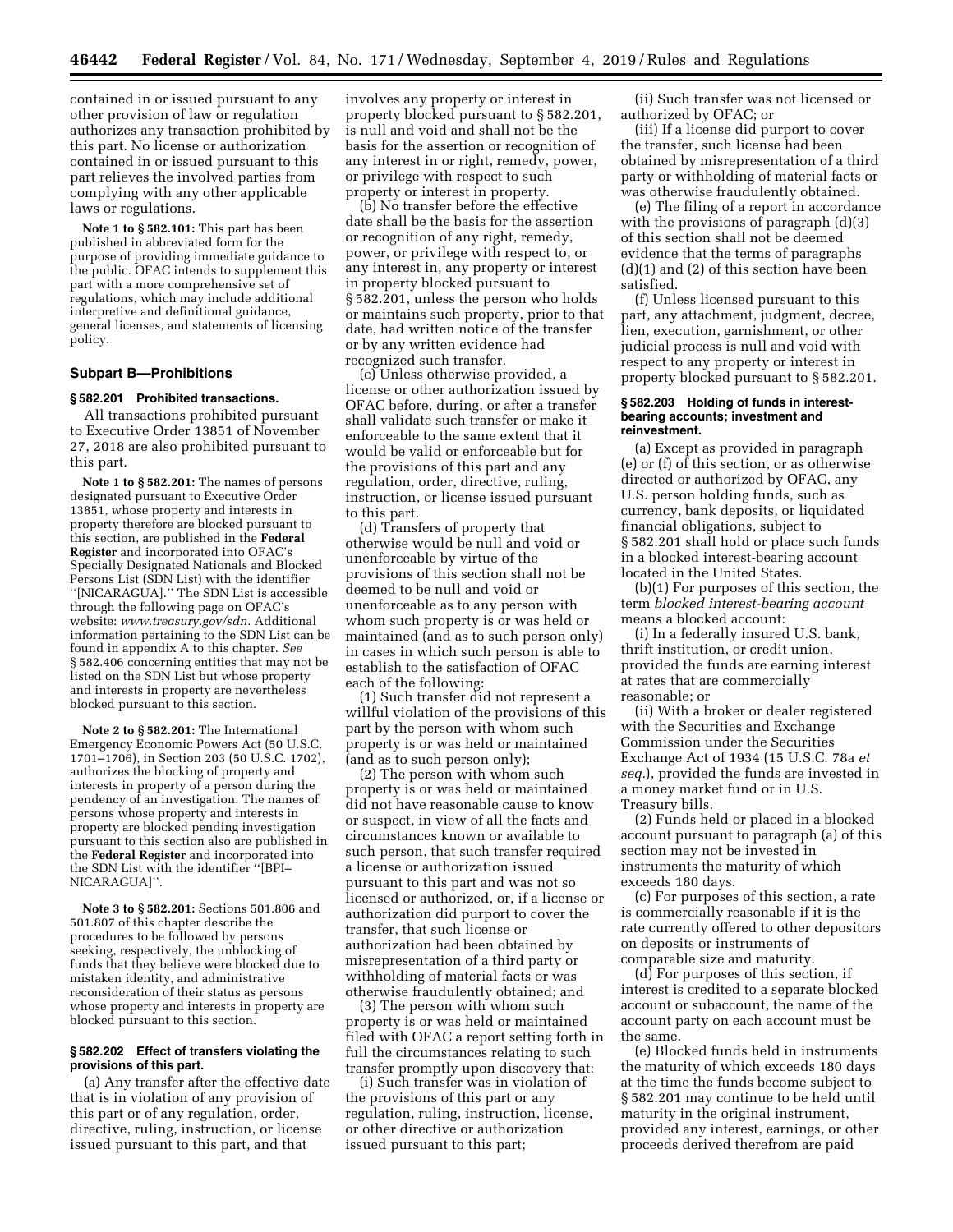contained in or issued pursuant to any other provision of law or regulation authorizes any transaction prohibited by this part. No license or authorization contained in or issued pursuant to this part relieves the involved parties from complying with any other applicable laws or regulations.

**Note 1 to § 582.101:** This part has been published in abbreviated form for the purpose of providing immediate guidance to the public. OFAC intends to supplement this part with a more comprehensive set of regulations, which may include additional interpretive and definitional guidance, general licenses, and statements of licensing policy.

### Subpart B—Prohibitions

#### § 582.201 Prohibited transactions.

All transactions prohibited pursuant to Executive Order 13851 of November 27, 2018 are also prohibited pursuant to this part.

**Note 1 to § 582.201:** The names of persons designated pursuant to Executive Order 13851, whose property and interests in property therefore are blocked pursuant to this section, are published in the **Federal Register** and incorporated into OFAC's Specially Designated Nationals and Blocked Persons List (SDN List) with the identifier "[NICARAGUA]." The SDN List is accessible through the following page on OFAC's website: *www.treasury.gov/sdn.* Additional information pertaining to the SDN List can be found in appendix A to this chapter. *See* § 582.406 concerning entities that may not be listed on the SDN List but whose property and interests in property are nevertheless blocked pursuant to this section.

**Note 2 to § 582.201:** The International Emergency Economic Powers Act (50 U.S.C. 1701–1706), in Section 203 (50 U.S.C. 1702), authorizes the blocking of property and interests in property of a person during the pendency of an investigation. The names of persons whose property and interests in property are blocked pending investigation pursuant to this section also are published in the **Federal Register** and incorporated into the SDN List with the identifier "[BPI–NICARAGUA]".

**Note 3 to § 582.201:** Sections 501.806 and 501.807 of this chapter describe the procedures to be followed by persons seeking, respectively, the unblocking of funds that they believe were blocked due to mistaken identity, and administrative reconsideration of their status as persons whose property and interests in property are blocked pursuant to this section.

#### § 582.202 Effect of transfers violating the provisions of this part.

(a) Any transfer after the effective date that is in violation of any provision of this part or of any regulation, order, directive, ruling, instruction, or license issued pursuant to this part, and that involves any property or interest in property blocked pursuant to § 582.201, is null and void and shall not be the basis for the assertion or recognition of any interest in or right, remedy, power, or privilege with respect to such property or interest in property.

(b) No transfer before the effective date shall be the basis for the assertion or recognition of any right, remedy, power, or privilege with respect to, or any interest in, any property or interest in property blocked pursuant to § 582.201, unless the person who holds or maintains such property, prior to that date, had written notice of the transfer or by any written evidence had recognized such transfer.

(c) Unless otherwise provided, a license or other authorization issued by OFAC before, during, or after a transfer shall validate such transfer or make it enforceable to the same extent that it would be valid or enforceable but for the provisions of this part and any regulation, order, directive, ruling, instruction, or license issued pursuant to this part.

(d) Transfers of property that otherwise would be null and void or unenforceable by virtue of the provisions of this section shall not be deemed to be null and void or unenforceable as to any person with whom such property is or was held or maintained (and as to such person only) in cases in which such person is able to establish to the satisfaction of OFAC each of the following:

(1) Such transfer did not represent a willful violation of the provisions of this part by the person with whom such property is or was held or maintained (and as to such person only);

(2) The person with whom such property is or was held or maintained did not have reasonable cause to know or suspect, in view of all the facts and circumstances known or available to such person, that such transfer required a license or authorization issued pursuant to this part and was not so licensed or authorized, or, if a license or authorization did purport to cover the transfer, that such license or authorization had been obtained by misrepresentation of a third party or withholding of material facts or was otherwise fraudulently obtained; and

(3) The person with whom such property is or was held or maintained filed with OFAC a report setting forth in full the circumstances relating to such transfer promptly upon discovery that:

(i) Such transfer was in violation of the provisions of this part or any regulation, ruling, instruction, license, or other directive or authorization issued pursuant to this part;

(ii) Such transfer was not licensed or authorized by OFAC; or

(iii) If a license did purport to cover the transfer, such license had been obtained by misrepresentation of a third party or withholding of material facts or was otherwise fraudulently obtained.

(e) The filing of a report in accordance with the provisions of paragraph (d)(3) of this section shall not be deemed evidence that the terms of paragraphs (d)(1) and (2) of this section have been satisfied.

(f) Unless licensed pursuant to this part, any attachment, judgment, decree, lien, execution, garnishment, or other judicial process is null and void with respect to any property or interest in property blocked pursuant to § 582.201.

#### § 582.203 Holding of funds in interest-bearing accounts; investment and reinvestment.

(a) Except as provided in paragraph (e) or (f) of this section, or as otherwise directed or authorized by OFAC, any U.S. person holding funds, such as currency, bank deposits, or liquidated financial obligations, subject to § 582.201 shall hold or place such funds in a blocked interest-bearing account located in the United States.

(b)(1) For purposes of this section, the term *blocked interest-bearing account* means a blocked account:

(i) In a federally insured U.S. bank, thrift institution, or credit union, provided the funds are earning interest at rates that are commercially reasonable; or

(ii) With a broker or dealer registered with the Securities and Exchange Commission under the Securities Exchange Act of 1934 (15 U.S.C. 78a *et seq.*), provided the funds are invested in a money market fund or in U.S. Treasury bills.

(2) Funds held or placed in a blocked account pursuant to paragraph (a) of this section may not be invested in instruments the maturity of which exceeds 180 days.

(c) For purposes of this section, a rate is commercially reasonable if it is the rate currently offered to other depositors on deposits or instruments of comparable size and maturity.

(d) For purposes of this section, if interest is credited to a separate blocked account or subaccount, the name of the account party on each account must be the same.

(e) Blocked funds held in instruments the maturity of which exceeds 180 days at the time the funds become subject to § 582.201 may continue to be held until maturity in the original instrument, provided any interest, earnings, or other proceeds derived therefrom are paid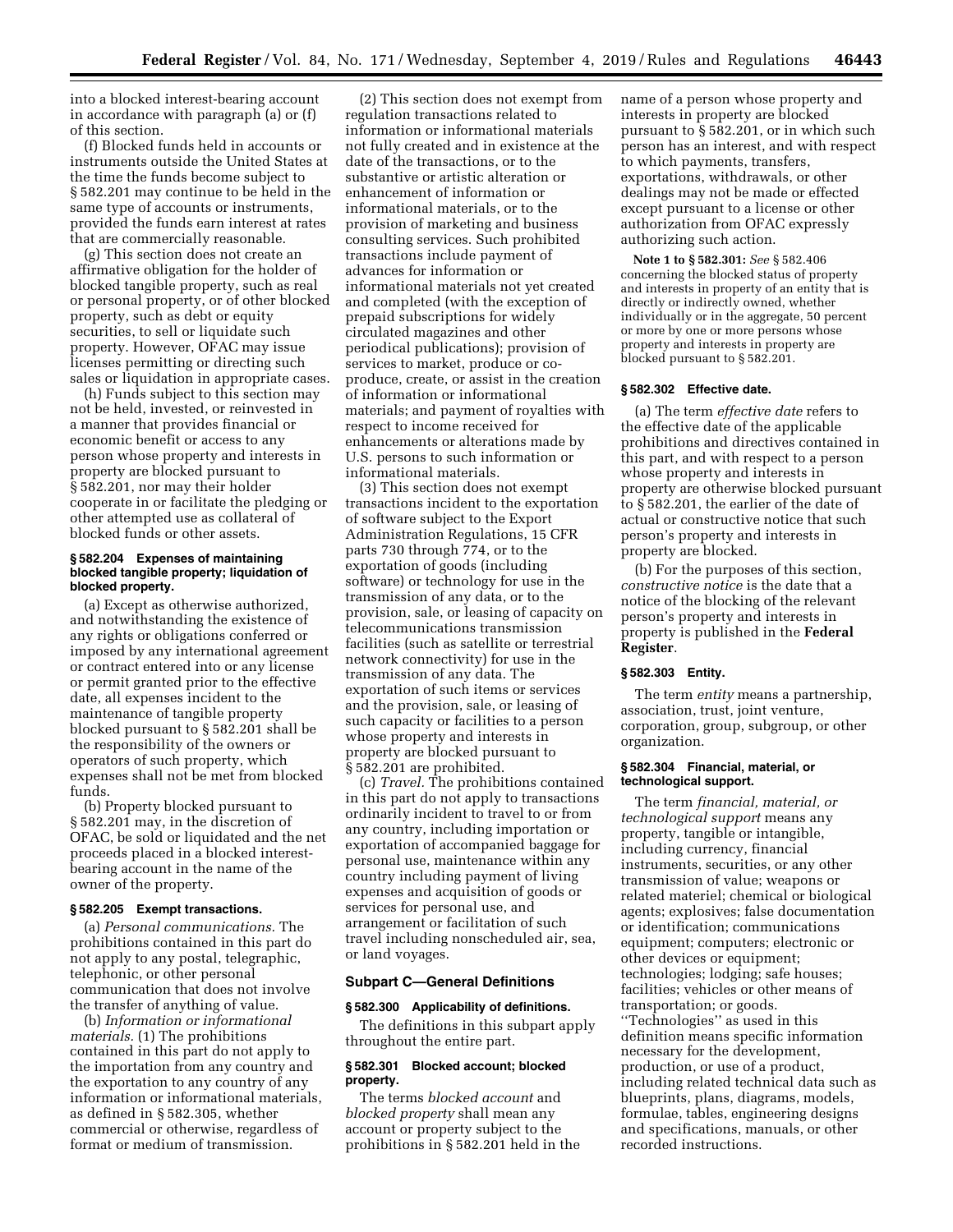into a blocked interest-bearing account in accordance with paragraph (a) or (f) of this section.

(f) Blocked funds held in accounts or instruments outside the United States at the time the funds become subject to § 582.201 may continue to be held in the same type of accounts or instruments, provided the funds earn interest at rates that are commercially reasonable.

(g) This section does not create an affirmative obligation for the holder of blocked tangible property, such as real or personal property, or of other blocked property, such as debt or equity securities, to sell or liquidate such property. However, OFAC may issue licenses permitting or directing such sales or liquidation in appropriate cases.

(h) Funds subject to this section may not be held, invested, or reinvested in a manner that provides financial or economic benefit or access to any person whose property and interests in property are blocked pursuant to § 582.201, nor may their holder cooperate in or facilitate the pledging or other attempted use as collateral of blocked funds or other assets.

#### § 582.204 Expenses of maintaining blocked tangible property; liquidation of blocked property.

(a) Except as otherwise authorized, and notwithstanding the existence of any rights or obligations conferred or imposed by any international agreement or contract entered into or any license or permit granted prior to the effective date, all expenses incident to the maintenance of tangible property blocked pursuant to § 582.201 shall be the responsibility of the owners or operators of such property, which expenses shall not be met from blocked funds.

(b) Property blocked pursuant to § 582.201 may, in the discretion of OFAC, be sold or liquidated and the net proceeds placed in a blocked interest-bearing account in the name of the owner of the property.

#### § 582.205 Exempt transactions.

(a) *Personal communications.* The prohibitions contained in this part do not apply to any postal, telegraphic, telephonic, or other personal communication that does not involve the transfer of anything of value.

(b) *Information or informational materials.* (1) The prohibitions contained in this part do not apply to the importation from any country and the exportation to any country of any information or informational materials, as defined in § 582.305, whether commercial or otherwise, regardless of format or medium of transmission.

(2) This section does not exempt from regulation transactions related to information or informational materials not fully created and in existence at the date of the transactions, or to the substantive or artistic alteration or enhancement of information or informational materials, or to the provision of marketing and business consulting services. Such prohibited transactions include payment of advances for information or informational materials not yet created and completed (with the exception of prepaid subscriptions for widely circulated magazines and other periodical publications); provision of services to market, produce or co-produce, create, or assist in the creation of information or informational materials; and payment of royalties with respect to income received for enhancements or alterations made by U.S. persons to such information or informational materials.

(3) This section does not exempt transactions incident to the exportation of software subject to the Export Administration Regulations, 15 CFR parts 730 through 774, or to the exportation of goods (including software) or technology for use in the transmission of any data, or to the provision, sale, or leasing of capacity on telecommunications transmission facilities (such as satellite or terrestrial network connectivity) for use in the transmission of any data. The exportation of such items or services and the provision, sale, or leasing of such capacity or facilities to a person whose property and interests in property are blocked pursuant to § 582.201 are prohibited.

(c) *Travel.* The prohibitions contained in this part do not apply to transactions ordinarily incident to travel to or from any country, including importation or exportation of accompanied baggage for personal use, maintenance within any country including payment of living expenses and acquisition of goods or services for personal use, and arrangement or facilitation of such travel including nonscheduled air, sea, or land voyages.

### Subpart C—General Definitions

#### § 582.300 Applicability of definitions.

The definitions in this subpart apply throughout the entire part.

#### § 582.301 Blocked account; blocked property.

The terms *blocked account* and *blocked property* shall mean any account or property subject to the prohibitions in § 582.201 held in the name of a person whose property and interests in property are blocked pursuant to § 582.201, or in which such person has an interest, and with respect to which payments, transfers, exportations, withdrawals, or other dealings may not be made or effected except pursuant to a license or other authorization from OFAC expressly authorizing such action.

**Note 1 to § 582.301:** *See* § 582.406 concerning the blocked status of property and interests in property of an entity that is directly or indirectly owned, whether individually or in the aggregate, 50 percent or more by one or more persons whose property and interests in property are blocked pursuant to § 582.201.

#### § 582.302 Effective date.

(a) The term *effective date* refers to the effective date of the applicable prohibitions and directives contained in this part, and with respect to a person whose property and interests in property are otherwise blocked pursuant to § 582.201, the earlier of the date of actual or constructive notice that such person's property and interests in property are blocked.

(b) For the purposes of this section, *constructive notice* is the date that a notice of the blocking of the relevant person's property and interests in property is published in the **Federal Register**.

#### § 582.303 Entity.

The term *entity* means a partnership, association, trust, joint venture, corporation, group, subgroup, or other organization.

#### § 582.304 Financial, material, or technological support.

The term *financial, material, or technological support* means any property, tangible or intangible, including currency, financial instruments, securities, or any other transmission of value; weapons or related materiel; chemical or biological agents; explosives; false documentation or identification; communications equipment; computers; electronic or other devices or equipment; technologies; lodging; safe houses; facilities; vehicles or other means of transportation; or goods. ''Technologies'' as used in this definition means specific information necessary for the development, production, or use of a product, including related technical data such as blueprints, plans, diagrams, models, formulae, tables, engineering designs and specifications, manuals, or other recorded instructions.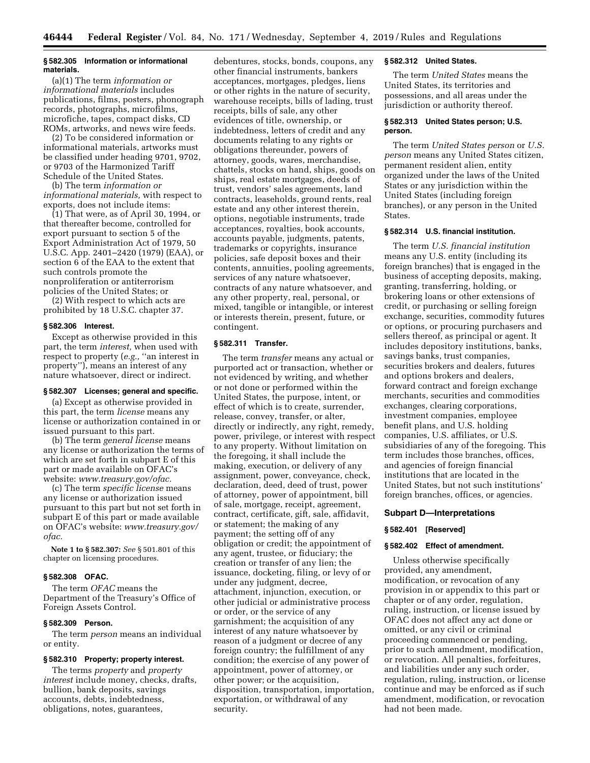### § 582.305 Information or informational materials.

(a)(1) The term *information or informational materials* includes publications, films, posters, phonograph records, photographs, microfilms, microfiche, tapes, compact disks, CD ROMs, artworks, and news wire feeds.

(2) To be considered information or informational materials, artworks must be classified under heading 9701, 9702, or 9703 of the Harmonized Tariff Schedule of the United States.

(b) The term *information or informational materials,* with respect to exports, does not include items:

(1) That were, as of April 30, 1994, or that thereafter become, controlled for export pursuant to section 5 of the Export Administration Act of 1979, 50 U.S.C. App. 2401–2420 (1979) (EAA), or section 6 of the EAA to the extent that such controls promote the nonproliferation or antiterrorism policies of the United States; or

(2) With respect to which acts are prohibited by 18 U.S.C. chapter 37.

### § 582.306 Interest.

Except as otherwise provided in this part, the term *interest,* when used with respect to property (*e.g.,* ''an interest in property''), means an interest of any nature whatsoever, direct or indirect.

### § 582.307 Licenses; general and specific.

(a) Except as otherwise provided in this part, the term *license* means any license or authorization contained in or issued pursuant to this part.

(b) The term *general license* means any license or authorization the terms of which are set forth in subpart E of this part or made available on OFAC's website: *www.treasury.gov/ofac.*

(c) The term *specific license* means any license or authorization issued pursuant to this part but not set forth in subpart E of this part or made available on OFAC's website: *www.treasury.gov/ofac.*

**Note 1 to § 582.307:** *See* § 501.801 of this chapter on licensing procedures.

### § 582.308 OFAC.

The term *OFAC* means the Department of the Treasury's Office of Foreign Assets Control.

### § 582.309 Person.

The term *person* means an individual or entity.

### § 582.310 Property; property interest.

The terms *property* and *property interest* include money, checks, drafts, bullion, bank deposits, savings accounts, debts, indebtedness, obligations, notes, guarantees, debentures, stocks, bonds, coupons, any other financial instruments, bankers acceptances, mortgages, pledges, liens or other rights in the nature of security, warehouse receipts, bills of lading, trust receipts, bills of sale, any other evidences of title, ownership, or indebtedness, letters of credit and any documents relating to any rights or obligations thereunder, powers of attorney, goods, wares, merchandise, chattels, stocks on hand, ships, goods on ships, real estate mortgages, deeds of trust, vendors' sales agreements, land contracts, leaseholds, ground rents, real estate and any other interest therein, options, negotiable instruments, trade acceptances, royalties, book accounts, accounts payable, judgments, patents, trademarks or copyrights, insurance policies, safe deposit boxes and their contents, annuities, pooling agreements, services of any nature whatsoever, contracts of any nature whatsoever, and any other property, real, personal, or mixed, tangible or intangible, or interest or interests therein, present, future, or contingent.

### § 582.311 Transfer.

The term *transfer* means any actual or purported act or transaction, whether or not evidenced by writing, and whether or not done or performed within the United States, the purpose, intent, or effect of which is to create, surrender, release, convey, transfer, or alter, directly or indirectly, any right, remedy, power, privilege, or interest with respect to any property. Without limitation on the foregoing, it shall include the making, execution, or delivery of any assignment, power, conveyance, check, declaration, deed, deed of trust, power of attorney, power of appointment, bill of sale, mortgage, receipt, agreement, contract, certificate, gift, sale, affidavit, or statement; the making of any payment; the setting off of any obligation or credit; the appointment of any agent, trustee, or fiduciary; the creation or transfer of any lien; the issuance, docketing, filing, or levy of or under any judgment, decree, attachment, injunction, execution, or other judicial or administrative process or order, or the service of any garnishment; the acquisition of any interest of any nature whatsoever by reason of a judgment or decree of any foreign country; the fulfillment of any condition; the exercise of any power of appointment, power of attorney, or other power; or the acquisition, disposition, transportation, importation, exportation, or withdrawal of any security.

### § 582.312 United States.

The term *United States* means the United States, its territories and possessions, and all areas under the jurisdiction or authority thereof.

### § 582.313 United States person; U.S. person.

The term *United States person* or *U.S. person* means any United States citizen, permanent resident alien, entity organized under the laws of the United States or any jurisdiction within the United States (including foreign branches), or any person in the United States.

### § 582.314 U.S. financial institution.

The term *U.S. financial institution* means any U.S. entity (including its foreign branches) that is engaged in the business of accepting deposits, making, granting, transferring, holding, or brokering loans or other extensions of credit, or purchasing or selling foreign exchange, securities, commodity futures or options, or procuring purchasers and sellers thereof, as principal or agent. It includes depository institutions, banks, savings banks, trust companies, securities brokers and dealers, futures and options brokers and dealers, forward contract and foreign exchange merchants, securities and commodities exchanges, clearing corporations, investment companies, employee benefit plans, and U.S. holding companies, U.S. affiliates, or U.S. subsidiaries of any of the foregoing. This term includes those branches, offices, and agencies of foreign financial institutions that are located in the United States, but not such institutions' foreign branches, offices, or agencies.

## Subpart D—Interpretations

### § 582.401 [Reserved]

### § 582.402 Effect of amendment.

Unless otherwise specifically provided, any amendment, modification, or revocation of any provision in or appendix to this part or chapter or of any order, regulation, ruling, instruction, or license issued by OFAC does not affect any act done or omitted, or any civil or criminal proceeding commenced or pending, prior to such amendment, modification, or revocation. All penalties, forfeitures, and liabilities under any such order, regulation, ruling, instruction, or license continue and may be enforced as if such amendment, modification, or revocation had not been made.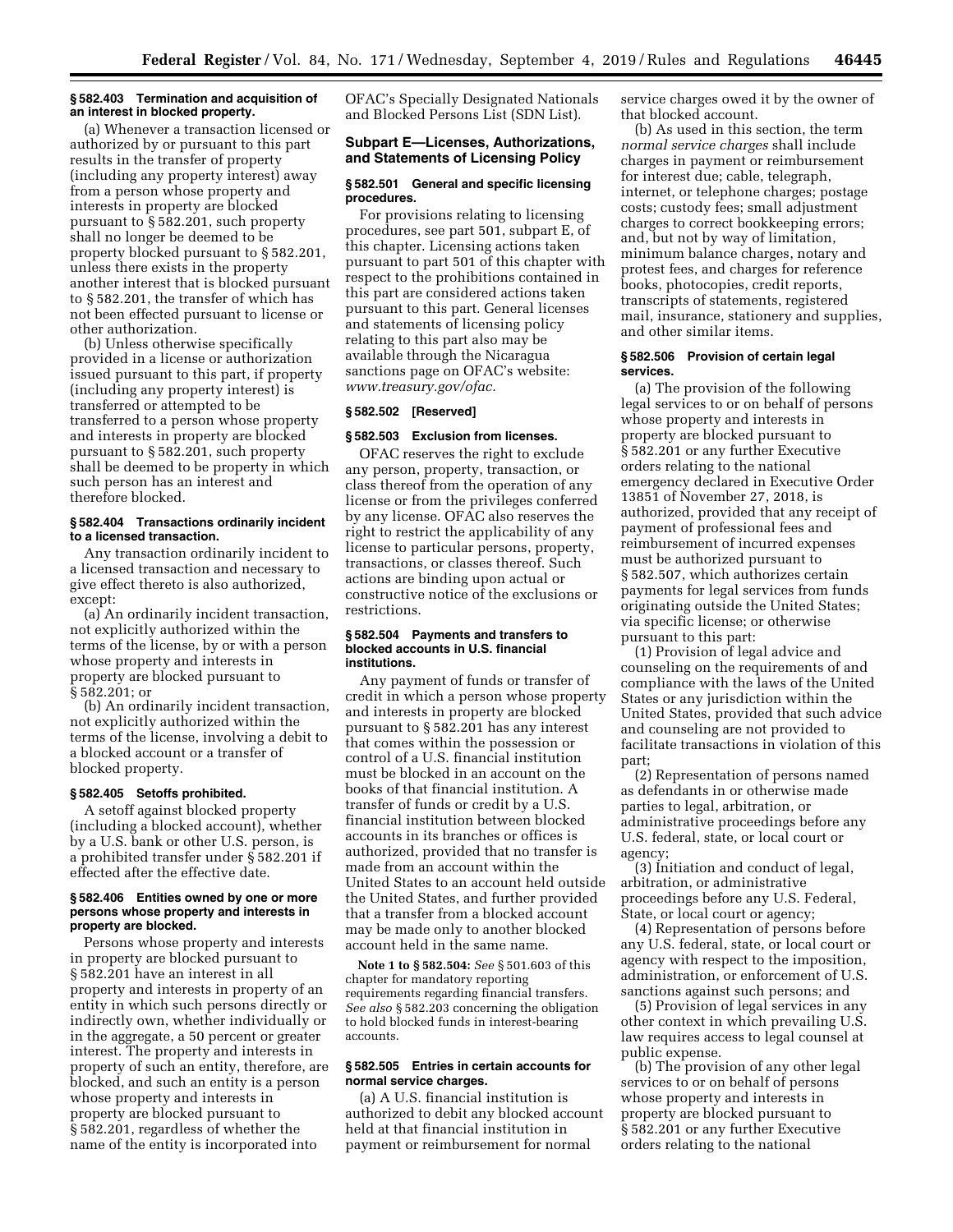### § 582.403 Termination and acquisition of an interest in blocked property.

(a) Whenever a transaction licensed or authorized by or pursuant to this part results in the transfer of property (including any property interest) away from a person whose property and interests in property are blocked pursuant to § 582.201, such property shall no longer be deemed to be property blocked pursuant to § 582.201, unless there exists in the property another interest that is blocked pursuant to § 582.201, the transfer of which has not been effected pursuant to license or other authorization.

(b) Unless otherwise specifically provided in a license or authorization issued pursuant to this part, if property (including any property interest) is transferred or attempted to be transferred to a person whose property and interests in property are blocked pursuant to § 582.201, such property shall be deemed to be property in which such person has an interest and therefore blocked.

### § 582.404 Transactions ordinarily incident to a licensed transaction.

Any transaction ordinarily incident to a licensed transaction and necessary to give effect thereto is also authorized, except:

(a) An ordinarily incident transaction, not explicitly authorized within the terms of the license, by or with a person whose property and interests in property are blocked pursuant to § 582.201; or

(b) An ordinarily incident transaction, not explicitly authorized within the terms of the license, involving a debit to a blocked account or a transfer of blocked property.

### § 582.405 Setoffs prohibited.

A setoff against blocked property (including a blocked account), whether by a U.S. bank or other U.S. person, is a prohibited transfer under § 582.201 if effected after the effective date.

### § 582.406 Entities owned by one or more persons whose property and interests in property are blocked.

Persons whose property and interests in property are blocked pursuant to § 582.201 have an interest in all property and interests in property of an entity in which such persons directly or indirectly own, whether individually or in the aggregate, a 50 percent or greater interest. The property and interests in property of such an entity, therefore, are blocked, and such an entity is a person whose property and interests in property are blocked pursuant to § 582.201, regardless of whether the name of the entity is incorporated into OFAC's Specially Designated Nationals and Blocked Persons List (SDN List).

## Subpart E—Licenses, Authorizations, and Statements of Licensing Policy

### § 582.501 General and specific licensing procedures.

For provisions relating to licensing procedures, see part 501, subpart E, of this chapter. Licensing actions taken pursuant to part 501 of this chapter with respect to the prohibitions contained in this part are considered actions taken pursuant to this part. General licenses and statements of licensing policy relating to this part also may be available through the Nicaragua sanctions page on OFAC's website: *www.treasury.gov/ofac.*

### § 582.502 [Reserved]

### § 582.503 Exclusion from licenses.

OFAC reserves the right to exclude any person, property, transaction, or class thereof from the operation of any license or from the privileges conferred by any license. OFAC also reserves the right to restrict the applicability of any license to particular persons, property, transactions, or classes thereof. Such actions are binding upon actual or constructive notice of the exclusions or restrictions.

### § 582.504 Payments and transfers to blocked accounts in U.S. financial institutions.

Any payment of funds or transfer of credit in which a person whose property and interests in property are blocked pursuant to § 582.201 has any interest that comes within the possession or control of a U.S. financial institution must be blocked in an account on the books of that financial institution. A transfer of funds or credit by a U.S. financial institution between blocked accounts in its branches or offices is authorized, provided that no transfer is made from an account within the United States to an account held outside the United States, and further provided that a transfer from a blocked account may be made only to another blocked account held in the same name.

**Note 1 to § 582.504:** *See* § 501.603 of this chapter for mandatory reporting requirements regarding financial transfers. *See also* § 582.203 concerning the obligation to hold blocked funds in interest-bearing accounts.

### § 582.505 Entries in certain accounts for normal service charges.

(a) A U.S. financial institution is authorized to debit any blocked account held at that financial institution in payment or reimbursement for normal service charges owed it by the owner of that blocked account.

(b) As used in this section, the term *normal service charges* shall include charges in payment or reimbursement for interest due; cable, telegraph, internet, or telephone charges; postage costs; custody fees; small adjustment charges to correct bookkeeping errors; and, but not by way of limitation, minimum balance charges, notary and protest fees, and charges for reference books, photocopies, credit reports, transcripts of statements, registered mail, insurance, stationery and supplies, and other similar items.

### § 582.506 Provision of certain legal services.

(a) The provision of the following legal services to or on behalf of persons whose property and interests in property are blocked pursuant to § 582.201 or any further Executive orders relating to the national emergency declared in Executive Order 13851 of November 27, 2018, is authorized, provided that any receipt of payment of professional fees and reimbursement of incurred expenses must be authorized pursuant to § 582.507, which authorizes certain payments for legal services from funds originating outside the United States; via specific license; or otherwise pursuant to this part:

(1) Provision of legal advice and counseling on the requirements of and compliance with the laws of the United States or any jurisdiction within the United States, provided that such advice and counseling are not provided to facilitate transactions in violation of this part;

(2) Representation of persons named as defendants in or otherwise made parties to legal, arbitration, or administrative proceedings before any U.S. federal, state, or local court or agency;

(3) Initiation and conduct of legal, arbitration, or administrative proceedings before any U.S. Federal, State, or local court or agency;

(4) Representation of persons before any U.S. federal, state, or local court or agency with respect to the imposition, administration, or enforcement of U.S. sanctions against such persons; and

(5) Provision of legal services in any other context in which prevailing U.S. law requires access to legal counsel at public expense.

(b) The provision of any other legal services to or on behalf of persons whose property and interests in property are blocked pursuant to § 582.201 or any further Executive orders relating to the national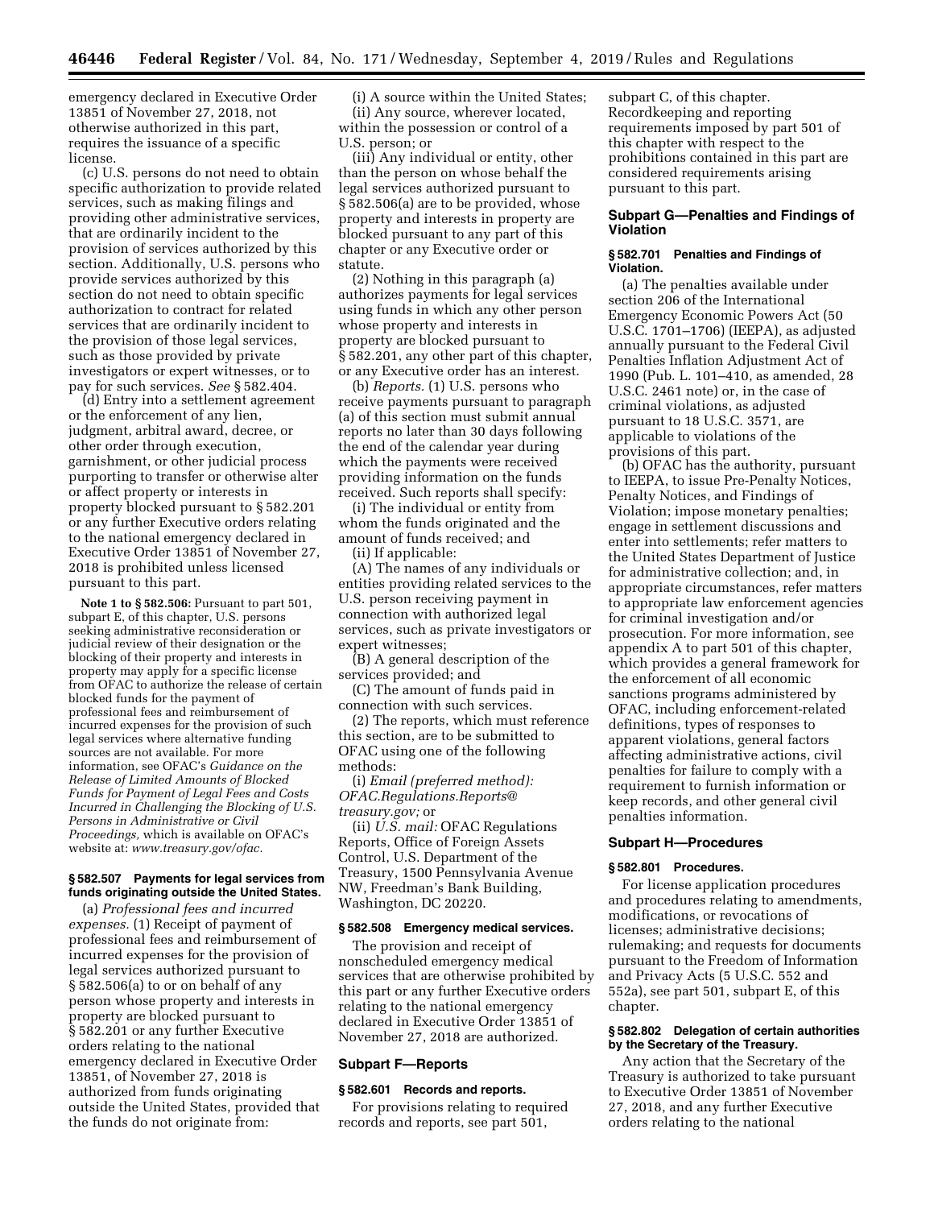emergency declared in Executive Order 13851 of November 27, 2018, not otherwise authorized in this part, requires the issuance of a specific license.

(c) U.S. persons do not need to obtain specific authorization to provide related services, such as making filings and providing other administrative services, that are ordinarily incident to the provision of services authorized by this section. Additionally, U.S. persons who provide services authorized by this section do not need to obtain specific authorization to contract for related services that are ordinarily incident to the provision of those legal services, such as those provided by private investigators or expert witnesses, or to pay for such services. *See* § 582.404.

(d) Entry into a settlement agreement or the enforcement of any lien, judgment, arbitral award, decree, or other order through execution, garnishment, or other judicial process purporting to transfer or otherwise alter or affect property or interests in property blocked pursuant to § 582.201 or any further Executive orders relating to the national emergency declared in Executive Order 13851 of November 27, 2018 is prohibited unless licensed pursuant to this part.

**Note 1 to § 582.506:** Pursuant to part 501, subpart E, of this chapter, U.S. persons seeking administrative reconsideration or judicial review of their designation or the blocking of their property and interests in property may apply for a specific license from OFAC to authorize the release of certain blocked funds for the payment of professional fees and reimbursement of incurred expenses for the provision of such legal services where alternative funding sources are not available. For more information, see OFAC's *Guidance on the Release of Limited Amounts of Blocked Funds for Payment of Legal Fees and Costs Incurred in Challenging the Blocking of U.S. Persons in Administrative or Civil Proceedings,* which is available on OFAC's website at: *www.treasury.gov/ofac.*

### § 582.507 Payments for legal services from funds originating outside the United States.

(a) *Professional fees and incurred expenses.* (1) Receipt of payment of professional fees and reimbursement of incurred expenses for the provision of legal services authorized pursuant to § 582.506(a) to or on behalf of any person whose property and interests in property are blocked pursuant to § 582.201 or any further Executive orders relating to the national emergency declared in Executive Order 13851, of November 27, 2018 is authorized from funds originating outside the United States, provided that the funds do not originate from:

(i) A source within the United States;

(ii) Any source, wherever located, within the possession or control of a U.S. person; or

(iii) Any individual or entity, other than the person on whose behalf the legal services authorized pursuant to § 582.506(a) are to be provided, whose property and interests in property are blocked pursuant to any part of this chapter or any Executive order or statute.

(2) Nothing in this paragraph (a) authorizes payments for legal services using funds in which any other person whose property and interests in property are blocked pursuant to § 582.201, any other part of this chapter, or any Executive order has an interest.

(b) *Reports.* (1) U.S. persons who receive payments pursuant to paragraph (a) of this section must submit annual reports no later than 30 days following the end of the calendar year during which the payments were received providing information on the funds received. Such reports shall specify:

(i) The individual or entity from whom the funds originated and the amount of funds received; and

(ii) If applicable:

(A) The names of any individuals or entities providing related services to the U.S. person receiving payment in connection with authorized legal services, such as private investigators or expert witnesses;

(B) A general description of the services provided; and

(C) The amount of funds paid in connection with such services.

(2) The reports, which must reference this section, are to be submitted to OFAC using one of the following methods:

(i) *Email (preferred method): OFAC.Regulations.Reports@treasury.gov;* or

(ii) *U.S. mail:* OFAC Regulations Reports, Office of Foreign Assets Control, U.S. Department of the Treasury, 1500 Pennsylvania Avenue NW, Freedman's Bank Building, Washington, DC 20220.

### § 582.508 Emergency medical services.

The provision and receipt of nonscheduled emergency medical services that are otherwise prohibited by this part or any further Executive orders relating to the national emergency declared in Executive Order 13851 of November 27, 2018 are authorized.

## Subpart F—Reports

### § 582.601 Records and reports.

For provisions relating to required records and reports, see part 501, subpart C, of this chapter. Recordkeeping and reporting requirements imposed by part 501 of this chapter with respect to the prohibitions contained in this part are considered requirements arising pursuant to this part.

## Subpart G—Penalties and Findings of Violation

### § 582.701 Penalties and Findings of Violation.

(a) The penalties available under section 206 of the International Emergency Economic Powers Act (50 U.S.C. 1701–1706) (IEEPA), as adjusted annually pursuant to the Federal Civil Penalties Inflation Adjustment Act of 1990 (Pub. L. 101–410, as amended, 28 U.S.C. 2461 note) or, in the case of criminal violations, as adjusted pursuant to 18 U.S.C. 3571, are applicable to violations of the provisions of this part.

(b) OFAC has the authority, pursuant to IEEPA, to issue Pre-Penalty Notices, Penalty Notices, and Findings of Violation; impose monetary penalties; engage in settlement discussions and enter into settlements; refer matters to the United States Department of Justice for administrative collection; and, in appropriate circumstances, refer matters to appropriate law enforcement agencies for criminal investigation and/or prosecution. For more information, see appendix A to part 501 of this chapter, which provides a general framework for the enforcement of all economic sanctions programs administered by OFAC, including enforcement-related definitions, types of responses to apparent violations, general factors affecting administrative actions, civil penalties for failure to comply with a requirement to furnish information or keep records, and other general civil penalties information.

## Subpart H—Procedures

### § 582.801 Procedures.

For license application procedures and procedures relating to amendments, modifications, or revocations of licenses; administrative decisions; rulemaking; and requests for documents pursuant to the Freedom of Information and Privacy Acts (5 U.S.C. 552 and 552a), see part 501, subpart E, of this chapter.

### § 582.802 Delegation of certain authorities by the Secretary of the Treasury.

Any action that the Secretary of the Treasury is authorized to take pursuant to Executive Order 13851 of November 27, 2018, and any further Executive orders relating to the national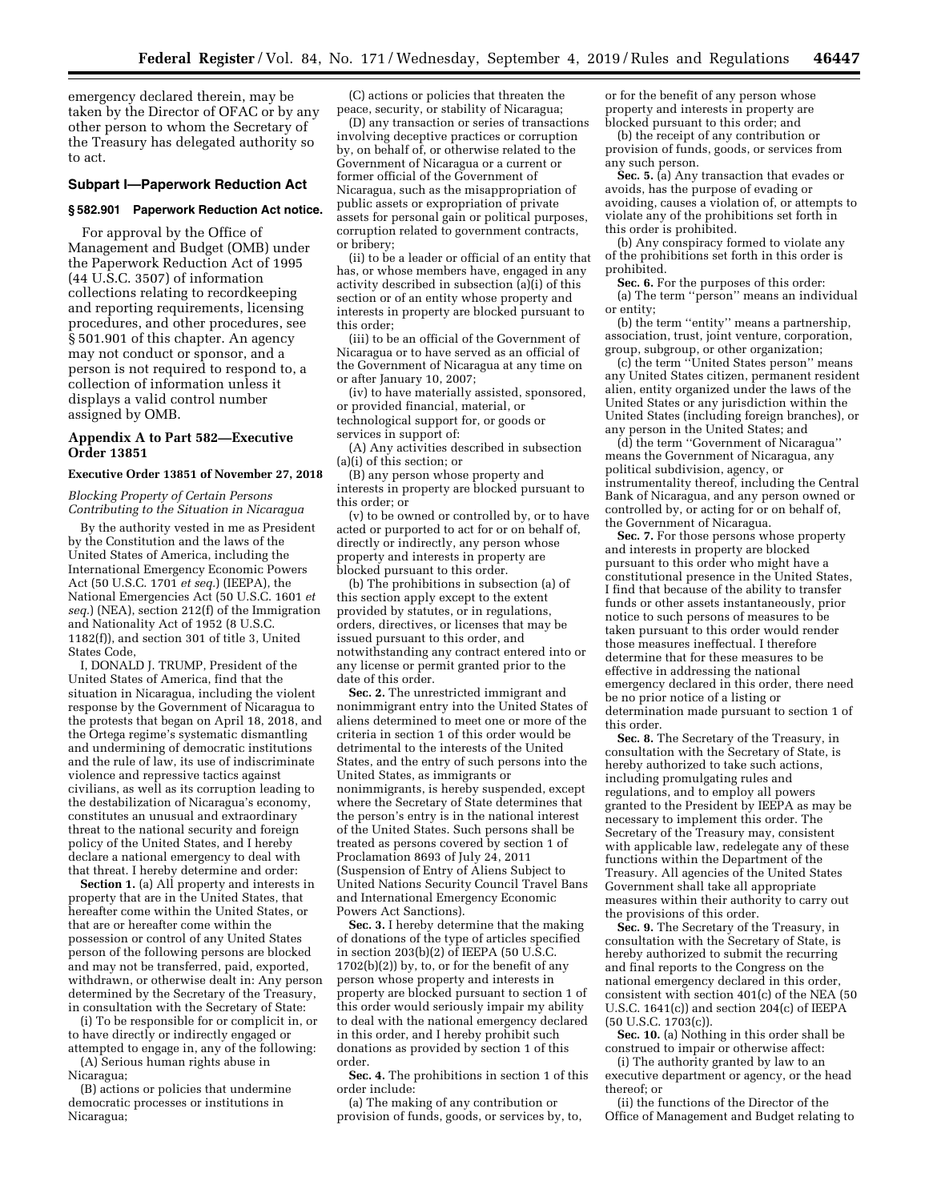emergency declared therein, may be taken by the Director of OFAC or by any other person to whom the Secretary of the Treasury has delegated authority so to act.

## Subpart I—Paperwork Reduction Act

### § 582.901 Paperwork Reduction Act notice.

For approval by the Office of Management and Budget (OMB) under the Paperwork Reduction Act of 1995 (44 U.S.C. 3507) of information collections relating to recordkeeping and reporting requirements, licensing procedures, and other procedures, see § 501.901 of this chapter. An agency may not conduct or sponsor, and a person is not required to respond to, a collection of information unless it displays a valid control number assigned by OMB.

## Appendix A to Part 582—Executive Order 13851

### Executive Order 13851 of November 27, 2018

*Blocking Property of Certain Persons Contributing to the Situation in Nicaragua*

By the authority vested in me as President by the Constitution and the laws of the United States of America, including the International Emergency Economic Powers Act (50 U.S.C. 1701 *et seq.*) (IEEPA), the National Emergencies Act (50 U.S.C. 1601 *et seq.*) (NEA), section 212(f) of the Immigration and Nationality Act of 1952 (8 U.S.C. 1182(f)), and section 301 of title 3, United States Code,

I, DONALD J. TRUMP, President of the United States of America, find that the situation in Nicaragua, including the violent response by the Government of Nicaragua to the protests that began on April 18, 2018, and the Ortega regime's systematic dismantling and undermining of democratic institutions and the rule of law, its use of indiscriminate violence and repressive tactics against civilians, as well as its corruption leading to the destabilization of Nicaragua's economy, constitutes an unusual and extraordinary threat to the national security and foreign policy of the United States, and I hereby declare a national emergency to deal with that threat. I hereby determine and order:

**Section 1.** (a) All property and interests in property that are in the United States, that hereafter come within the United States, or that are or hereafter come within the possession or control of any United States person of the following persons are blocked and may not be transferred, paid, exported, withdrawn, or otherwise dealt in: Any person determined by the Secretary of the Treasury, in consultation with the Secretary of State:

(i) To be responsible for or complicit in, or to have directly or indirectly engaged or attempted to engage in, any of the following:

(A) Serious human rights abuse in Nicaragua;

(B) actions or policies that undermine democratic processes or institutions in Nicaragua;

(C) actions or policies that threaten the peace, security, or stability of Nicaragua;

(D) any transaction or series of transactions involving deceptive practices or corruption by, on behalf of, or otherwise related to the Government of Nicaragua or a current or former official of the Government of Nicaragua, such as the misappropriation of public assets or expropriation of private assets for personal gain or political purposes, corruption related to government contracts, or bribery;

(ii) to be a leader or official of an entity that has, or whose members have, engaged in any activity described in subsection (a)(i) of this section or of an entity whose property and interests in property are blocked pursuant to this order;

(iii) to be an official of the Government of Nicaragua or to have served as an official of the Government of Nicaragua at any time on or after January 10, 2007;

(iv) to have materially assisted, sponsored, or provided financial, material, or technological support for, or goods or services in support of:

(A) Any activities described in subsection (a)(i) of this section; or

(B) any person whose property and interests in property are blocked pursuant to this order; or

(v) to be owned or controlled by, or to have acted or purported to act for or on behalf of, directly or indirectly, any person whose property and interests in property are blocked pursuant to this order.

(b) The prohibitions in subsection (a) of this section apply except to the extent provided by statutes, or in regulations, orders, directives, or licenses that may be issued pursuant to this order, and notwithstanding any contract entered into or any license or permit granted prior to the date of this order.

**Sec. 2.** The unrestricted immigrant and nonimmigrant entry into the United States of aliens determined to meet one or more of the criteria in section 1 of this order would be detrimental to the interests of the United States, and the entry of such persons into the United States, as immigrants or nonimmigrants, is hereby suspended, except where the Secretary of State determines that the person's entry is in the national interest of the United States. Such persons shall be treated as persons covered by section 1 of Proclamation 8693 of July 24, 2011 (Suspension of Entry of Aliens Subject to United Nations Security Council Travel Bans and International Emergency Economic Powers Act Sanctions).

**Sec. 3.** I hereby determine that the making of donations of the type of articles specified in section 203(b)(2) of IEEPA (50 U.S.C. 1702(b)(2)) by, to, or for the benefit of any person whose property and interests in property are blocked pursuant to section 1 of this order would seriously impair my ability to deal with the national emergency declared in this order, and I hereby prohibit such donations as provided by section 1 of this order.

**Sec. 4.** The prohibitions in section 1 of this order include:

(a) The making of any contribution or provision of funds, goods, or services by, to, or for the benefit of any person whose property and interests in property are blocked pursuant to this order; and

(b) the receipt of any contribution or provision of funds, goods, or services from any such person.

**Sec. 5.** (a) Any transaction that evades or avoids, has the purpose of evading or avoiding, causes a violation of, or attempts to violate any of the prohibitions set forth in this order is prohibited.

(b) Any conspiracy formed to violate any of the prohibitions set forth in this order is prohibited.

**Sec. 6.** For the purposes of this order:

(a) The term ''person'' means an individual or entity;

(b) the term ''entity'' means a partnership, association, trust, joint venture, corporation, group, subgroup, or other organization;

(c) the term ''United States person'' means any United States citizen, permanent resident alien, entity organized under the laws of the United States or any jurisdiction within the United States (including foreign branches), or any person in the United States; and

(d) the term ''Government of Nicaragua'' means the Government of Nicaragua, any political subdivision, agency, or instrumentality thereof, including the Central Bank of Nicaragua, and any person owned or controlled by, or acting for or on behalf of, the Government of Nicaragua.

**Sec. 7.** For those persons whose property and interests in property are blocked pursuant to this order who might have a constitutional presence in the United States, I find that because of the ability to transfer funds or other assets instantaneously, prior notice to such persons of measures to be taken pursuant to this order would render those measures ineffectual. I therefore determine that for these measures to be effective in addressing the national emergency declared in this order, there need be no prior notice of a listing or determination made pursuant to section 1 of this order.

**Sec. 8.** The Secretary of the Treasury, in consultation with the Secretary of State, is hereby authorized to take such actions, including promulgating rules and regulations, and to employ all powers granted to the President by IEEPA as may be necessary to implement this order. The Secretary of the Treasury may, consistent with applicable law, redelegate any of these functions within the Department of the Treasury. All agencies of the United States Government shall take all appropriate measures within their authority to carry out the provisions of this order.

**Sec. 9.** The Secretary of the Treasury, in consultation with the Secretary of State, is hereby authorized to submit the recurring and final reports to the Congress on the national emergency declared in this order, consistent with section 401(c) of the NEA (50 U.S.C. 1641(c)) and section 204(c) of IEEPA (50 U.S.C. 1703(c)).

**Sec. 10.** (a) Nothing in this order shall be construed to impair or otherwise affect:

(i) The authority granted by law to an executive department or agency, or the head thereof; or

(ii) the functions of the Director of the Office of Management and Budget relating to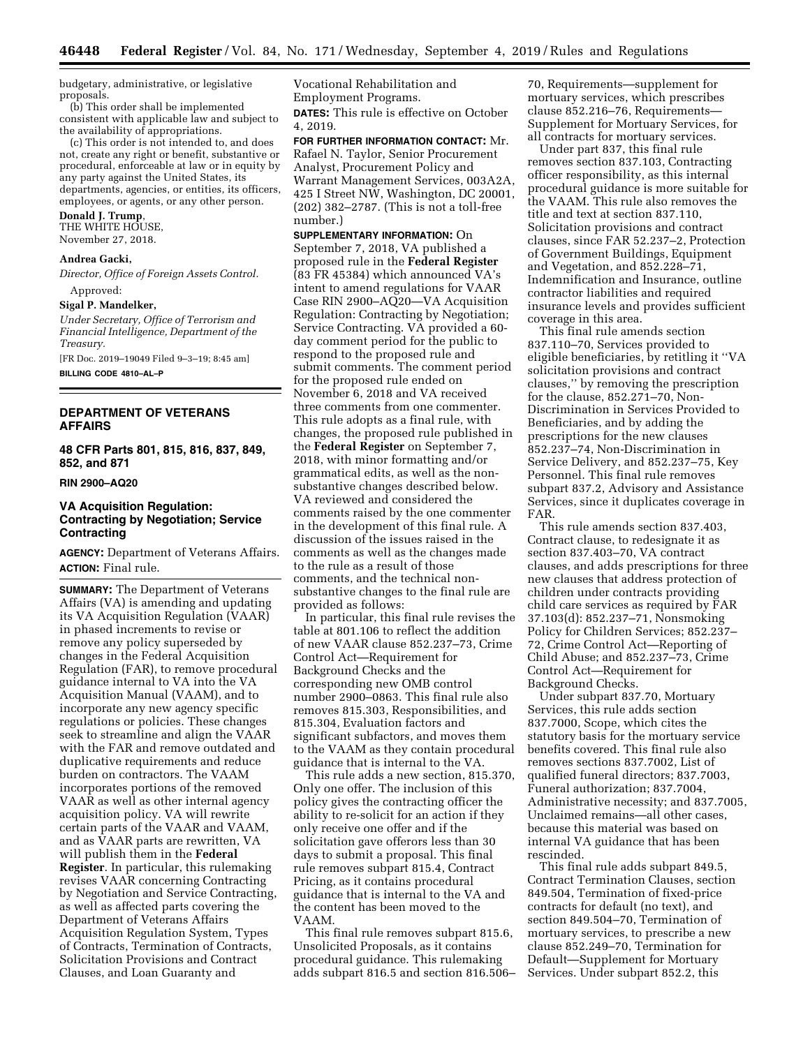budgetary, administrative, or legislative proposals.

(b) This order shall be implemented consistent with applicable law and subject to the availability of appropriations.

(c) This order is not intended to, and does not, create any right or benefit, substantive or procedural, enforceable at law or in equity by any party against the United States, its departments, agencies, or entities, its officers, employees, or agents, or any other person.

**Donald J. Trump**,

THE WHITE HOUSE,

November 27, 2018.

**Andrea Gacki,**

*Director, Office of Foreign Assets Control.*

Approved:

**Sigal P. Mandelker,**

*Under Secretary, Office of Terrorism and Financial Intelligence, Department of the Treasury.*

[FR Doc. 2019–19049 Filed 9–3–19; 8:45 am]

**BILLING CODE 4810–AL–P**

## DEPARTMENT OF VETERANS AFFAIRS

### 48 CFR Parts 801, 815, 816, 837, 849, 852, and 871

**RIN 2900–AQ20**

## VA Acquisition Regulation: Contracting by Negotiation; Service Contracting

**AGENCY:** Department of Veterans Affairs.

**ACTION:** Final rule.

**SUMMARY:** The Department of Veterans Affairs (VA) is amending and updating its VA Acquisition Regulation (VAAR) in phased increments to revise or remove any policy superseded by changes in the Federal Acquisition Regulation (FAR), to remove procedural guidance internal to VA into the VA Acquisition Manual (VAAM), and to incorporate any new agency specific regulations or policies. These changes seek to streamline and align the VAAR with the FAR and remove outdated and duplicative requirements and reduce burden on contractors. The VAAM incorporates portions of the removed VAAR as well as other internal agency acquisition policy. VA will rewrite certain parts of the VAAR and VAAM, and as VAAR parts are rewritten, VA will publish them in the **Federal Register**. In particular, this rulemaking revises VAAR concerning Contracting by Negotiation and Service Contracting, as well as affected parts covering the Department of Veterans Affairs Acquisition Regulation System, Types of Contracts, Termination of Contracts, Solicitation Provisions and Contract Clauses, and Loan Guaranty and Vocational Rehabilitation and Employment Programs.

**DATES:** This rule is effective on October 4, 2019.

**FOR FURTHER INFORMATION CONTACT:** Mr. Rafael N. Taylor, Senior Procurement Analyst, Procurement Policy and Warrant Management Services, 003A2A, 425 I Street NW, Washington, DC 20001, (202) 382–2787. (This is not a toll-free number.)

**SUPPLEMENTARY INFORMATION:** On September 7, 2018, VA published a proposed rule in the **Federal Register** (83 FR 45384) which announced VA's intent to amend regulations for VAAR Case RIN 2900–AQ20—VA Acquisition Regulation: Contracting by Negotiation; Service Contracting. VA provided a 60-day comment period for the public to respond to the proposed rule and submit comments. The comment period for the proposed rule ended on November 6, 2018 and VA received three comments from one commenter. This rule adopts as a final rule, with changes, the proposed rule published in the **Federal Register** on September 7, 2018, with minor formatting and/or grammatical edits, as well as the non-substantive changes described below. VA reviewed and considered the comments raised by the one commenter in the development of this final rule. A discussion of the issues raised in the comments as well as the changes made to the rule as a result of those comments, and the technical non-substantive changes to the final rule are provided as follows:

In particular, this final rule revises the table at 801.106 to reflect the addition of new VAAR clause 852.237–73, Crime Control Act—Requirement for Background Checks and the corresponding new OMB control number 2900–0863. This final rule also removes 815.303, Responsibilities, and 815.304, Evaluation factors and significant subfactors, and moves them to the VAAM as they contain procedural guidance that is internal to the VA.

This rule adds a new section, 815.370, Only one offer. The inclusion of this policy gives the contracting officer the ability to re-solicit for an action if they only receive one offer and if the solicitation gave offerors less than 30 days to submit a proposal. This final rule removes subpart 815.4, Contract Pricing, as it contains procedural guidance that is internal to the VA and the content has been moved to the VAAM.

This final rule removes subpart 815.6, Unsolicited Proposals, as it contains procedural guidance. This rulemaking adds subpart 816.5 and section 816.506–70, Requirements—supplement for mortuary services, which prescribes clause 852.216–76, Requirements—Supplement for Mortuary Services, for all contracts for mortuary services.

Under part 837, this final rule removes section 837.103, Contracting officer responsibility, as this internal procedural guidance is more suitable for the VAAM. This rule also removes the title and text at section 837.110, Solicitation provisions and contract clauses, since FAR 52.237–2, Protection of Government Buildings, Equipment and Vegetation, and 852.228–71, Indemnification and Insurance, outline contractor liabilities and required insurance levels and provides sufficient coverage in this area.

This final rule amends section 837.110–70, Services provided to eligible beneficiaries, by retitling it ''VA solicitation provisions and contract clauses,'' by removing the prescription for the clause, 852.271–70, Non-Discrimination in Services Provided to Beneficiaries, and by adding the prescriptions for the new clauses 852.237–74, Non-Discrimination in Service Delivery, and 852.237–75, Key Personnel. This final rule removes subpart 837.2, Advisory and Assistance Services, since it duplicates coverage in FAR.

This rule amends section 837.403, Contract clause, to redesignate it as section 837.403–70, VA contract clauses, and adds prescriptions for three new clauses that address protection of children under contracts providing child care services as required by FAR 37.103(d): 852.237–71, Nonsmoking Policy for Children Services; 852.237–72, Crime Control Act—Reporting of Child Abuse; and 852.237–73, Crime Control Act—Requirement for Background Checks.

Under subpart 837.70, Mortuary Services, this rule adds section 837.7000, Scope, which cites the statutory basis for the mortuary service benefits covered. This final rule also removes sections 837.7002, List of qualified funeral directors; 837.7003, Funeral authorization; 837.7004, Administrative necessity; and 837.7005, Unclaimed remains—all other cases, because this material was based on internal VA guidance that has been rescinded.

This final rule adds subpart 849.5, Contract Termination Clauses, section 849.504, Termination of fixed-price contracts for default (no text), and section 849.504–70, Termination of mortuary services, to prescribe a new clause 852.249–70, Termination for Default—Supplement for Mortuary Services. Under subpart 852.2, this